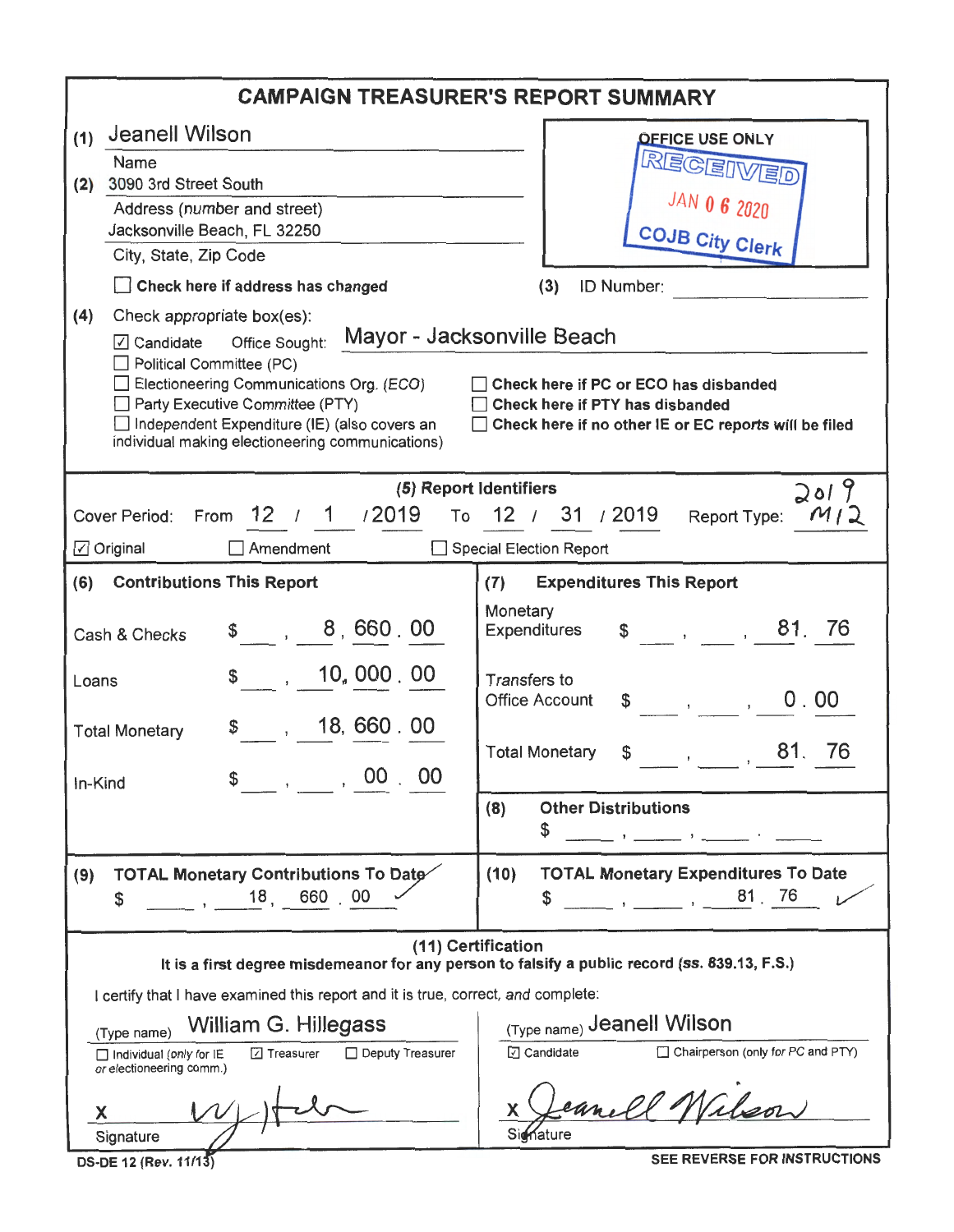# CAMPAIGN TREASURER'S REPORT SUMMARY

**(1)** Jeanell Wilson
Name

**(2)** 3090 3rd Street South
Address (number and street)
Jacksonville Beach, FL 32250
City, State, Zip Code

☐ **Check here if address has changed**

OFFICE USE ONLY
RECEIVED
JAN 06 2020
COJB City Clerk

**(3)** ID Number:

**(4)** Check appropriate box(es):

☑ Candidate Office Sought: Mayor - Jacksonville Beach
☐ Political Committee (PC)
☐ Electioneering Communications Org. (ECO)
☐ Party Executive Committee (PTY)
☐ Independent Expenditure (IE) (also covers an individual making electioneering communications)

☐ **Check here if PC or ECO has disbanded**
☐ **Check here if PTY has disbanded**
☐ **Check here if no other IE or EC reports will be filed**

**(5) Report Identifiers**

Cover Period: From 12 / 1 / 2019 To 12 / 31 / 2019 Report Type: 2019 M12

☑ Original ☐ Amendment ☐ Special Election Report

**(6) Contributions This Report**

| | |
|---|---|
| Cash & Checks | $ 8,660.00 |
| Loans | $ 10,000.00 |
| Total Monetary | $ 18,660.00 |
| In-Kind | $ 00.00 |

**(7) Expenditures This Report**

| | |
|---|---|
| Monetary Expenditures | $ 81.76 |
| Transfers to Office Account | $ 0.00 |
| Total Monetary | $ 81.76 |

**(8) Other Distributions**
$

**(9) TOTAL Monetary Contributions To Date**
$ 18,660.00

**(10) TOTAL Monetary Expenditures To Date**
$ 81.76

**(11) Certification**

**It is a first degree misdemeanor for any person to falsify a public record (ss. 839.13, F.S.)**

I certify that I have examined this report and it is true, correct, and complete:

(Type name) William G. Hillegass
☐ Individual (only for IE or electioneering comm.) ☑ Treasurer ☐ Deputy Treasurer

X [signature]
Signature

(Type name) Jeanell Wilson
☑ Candidate ☐ Chairperson (only for PC and PTY)

X Jeanell Wilson
Signature

DS-DE 12 (Rev. 11/13)

**SEE REVERSE FOR INSTRUCTIONS**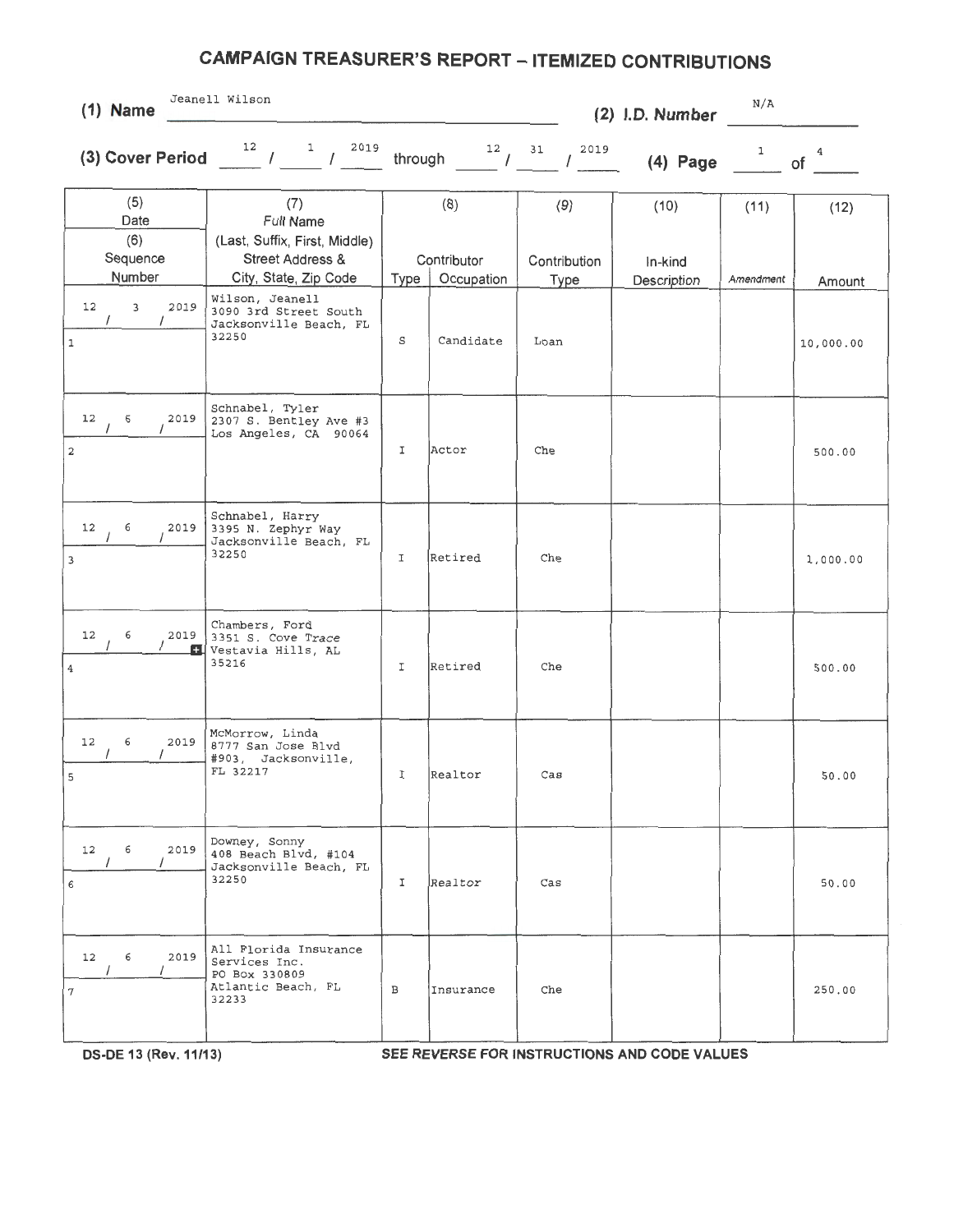# CAMPAIGN TREASURER'S REPORT – ITEMIZED CONTRIBUTIONS

**(1) Name** Jeanell Wilson **(2) I.D. Number** N/A

**(3) Cover Period** 12 / 1 / 2019 through 12 / 31 / 2019 **(4) Page** 1 of 4

| (5) Date / (6) Sequence Number | (7) Full Name (Last, Suffix, First, Middle) Street Address & City, State, Zip Code | (8) Contributor Type | (8) Contributor Occupation | (9) Contribution Type | (10) In-kind Description | (11) Amendment | (12) Amount |
|---|---|---|---|---|---|---|---|
| 12/3/2019 — 1 | Wilson, Jeanell 3090 3rd Street South Jacksonville Beach, FL 32250 | S | Candidate | Loan | | | 10,000.00 |
| 12/6/2019 — 2 | Schnabel, Tyler 2307 S. Bentley Ave #3 Los Angeles, CA 90064 | I | Actor | Che | | | 500.00 |
| 12/6/2019 — 3 | Schnabel, Harry 3395 N. Zephyr Way Jacksonville Beach, FL 32250 | I | Retired | Che | | | 1,000.00 |
| 12/6/2019 — 4 | Chambers, Ford 3351 S. Cove Trace Vestavia Hills, AL 35216 | I | Retired | Che | | | 500.00 |
| 12/6/2019 — 5 | McMorrow, Linda 8777 San Jose Blvd #903, Jacksonville, FL 32217 | I | Realtor | Cas | | | 50.00 |
| 12/6/2019 — 6 | Downey, Sonny 408 Beach Blvd, #104 Jacksonville Beach, FL 32250 | I | Realtor | Cas | | | 50.00 |
| 12/6/2019 — 7 | All Florida Insurance Services Inc. PO Box 330809 Atlantic Beach, FL 32233 | B | Insurance | Che | | | 250.00 |

DS-DE 13 (Rev. 11/13) *SEE REVERSE FOR INSTRUCTIONS AND CODE VALUES*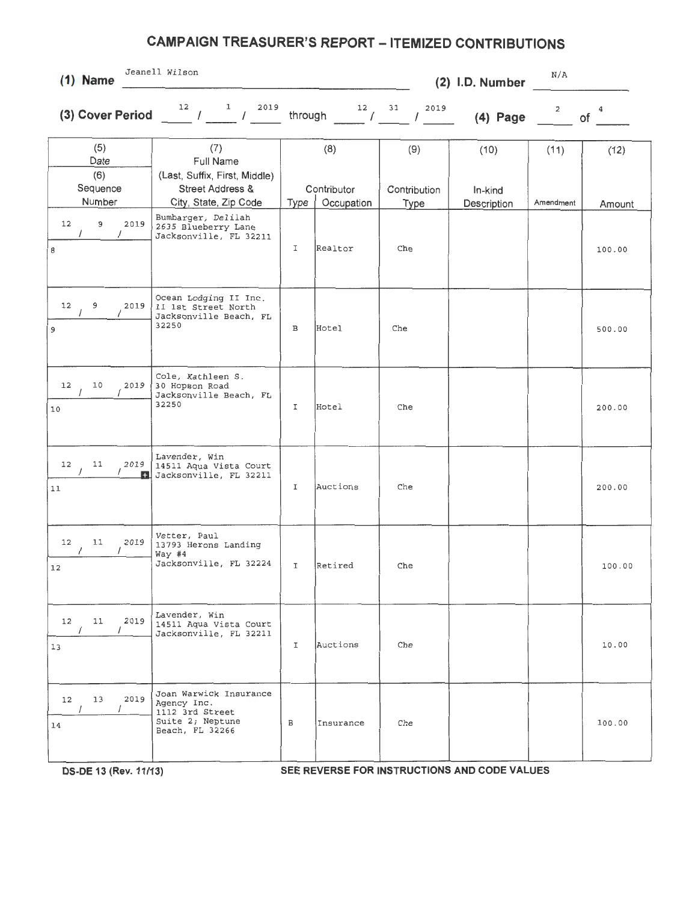# CAMPAIGN TREASURER'S REPORT – ITEMIZED CONTRIBUTIONS

**(1) Name** Jeanell Wilson **(2) I.D. Number** N/A

**(3) Cover Period** 12 / 1 / 2019 through 12 / 31 / 2019 **(4) Page** 2 of 4

| (5) Date / (6) Sequence Number | (7) Full Name (Last, Suffix, First, Middle) Street Address & City, State, Zip Code | (8) Contributor Type | (8) Contributor Occupation | (9) Contribution Type | (10) In-kind Description | (11) Amendment | (12) Amount |
|---|---|---|---|---|---|---|---|
| 12/9/2019 — 8 | Bumbarger, Delilah 2635 Blueberry Lane Jacksonville, FL 32211 | I | Realtor | Che | | | 100.00 |
| 12/9/2019 — 9 | Ocean Lodging II Inc. 11 1st Street North Jacksonville Beach, FL 32250 | B | Hotel | Che | | | 500.00 |
| 12/10/2019 — 10 | Cole, Kathleen S. 30 Hopson Road Jacksonville Beach, FL 32250 | I | Hotel | Che | | | 200.00 |
| 12/11/2019 — 11 | Lavender, Win 14511 Aqua Vista Court Jacksonville, FL 32211 | I | Auctions | Che | | | 200.00 |
| 12/11/2019 — 12 | Vetter, Paul 13793 Herons Landing Way #4 Jacksonville, FL 32224 | I | Retired | Che | | | 100.00 |
| 12/11/2019 — 13 | Lavender, Win 14511 Aqua Vista Court Jacksonville, FL 32211 | I | Auctions | Che | | | 10.00 |
| 12/13/2019 — 14 | Joan Warwick Insurance Agency Inc. 1112 3rd Street Suite 2; Neptune Beach, FL 32266 | B | Insurance | Che | | | 100.00 |

DS-DE 13 (Rev. 11/13) SEE REVERSE FOR INSTRUCTIONS AND CODE VALUES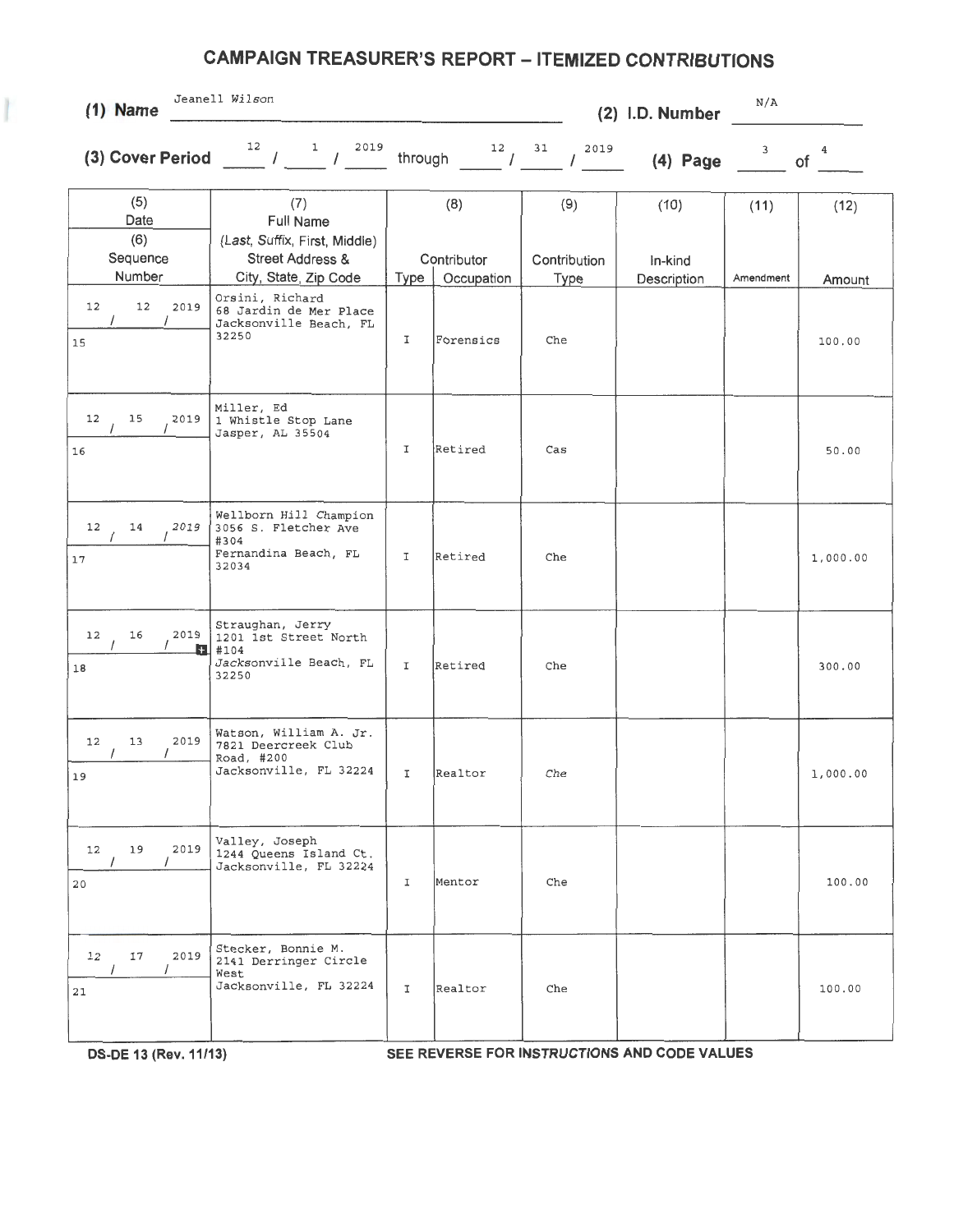# CAMPAIGN TREASURER'S REPORT – ITEMIZED CONTRIBUTIONS

**(1) Name** Jeanell Wilson **(2) I.D. Number** N/A

**(3) Cover Period** 12 / 1 / 2019 through 12 / 31 / 2019 **(4) Page** 3 of 4

| (5) Date / (6) Sequence Number | (7) Full Name (Last, Suffix, First, Middle) Street Address & City, State, Zip Code | (8) Contributor Type | (8) Contributor Occupation | (9) Contribution Type | (10) In-kind Description | (11) Amendment | (12) Amount |
|---|---|---|---|---|---|---|---|
| 12/12/2019<br>15 | Orsini, Richard<br>68 Jardin de Mer Place<br>Jacksonville Beach, FL 32250 | I | Forensics | Che | | | 100.00 |
| 12/15/2019<br>16 | Miller, Ed<br>1 Whistle Stop Lane<br>Jasper, AL 35504 | I | Retired | Cas | | | 50.00 |
| 12/14/2019<br>17 | Wellborn Hill Champion<br>3056 S. Fletcher Ave #304<br>Fernandina Beach, FL 32034 | I | Retired | Che | | | 1,000.00 |
| 12/16/2019<br>18 | Straughan, Jerry<br>1201 1st Street North #104<br>Jacksonville Beach, FL 32250 | I | Retired | Che | | | 300.00 |
| 12/13/2019<br>19 | Watson, William A. Jr.<br>7821 Deercreek Club Road, #200<br>Jacksonville, FL 32224 | I | Realtor | Che | | | 1,000.00 |
| 12/19/2019<br>20 | Valley, Joseph<br>1244 Queens Island Ct.<br>Jacksonville, FL 32224 | I | Mentor | Che | | | 100.00 |
| 12/17/2019<br>21 | Stecker, Bonnie M.<br>2141 Derringer Circle West<br>Jacksonville, FL 32224 | I | Realtor | Che | | | 100.00 |

DS-DE 13 (Rev. 11/13) SEE REVERSE FOR INSTRUCTIONS AND CODE VALUES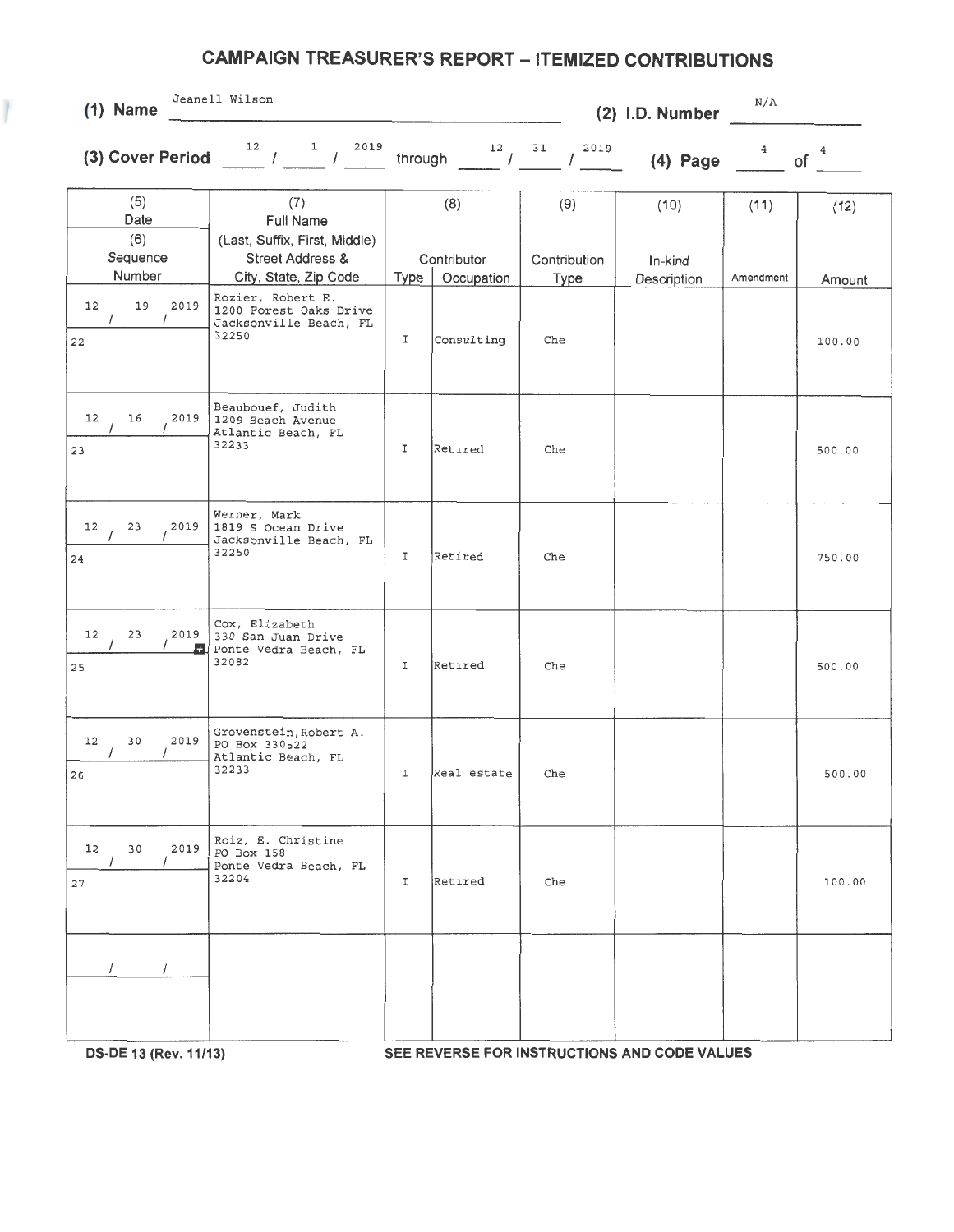# CAMPAIGN TREASURER'S REPORT – ITEMIZED CONTRIBUTIONS

**(1) Name** Jeanell Wilson **(2) I.D. Number** N/A

**(3) Cover Period** 12 / 1 / 2019 through 12 / 31 / 2019 **(4) Page** 4 of 4

| (5) Date / (6) Sequence Number | (7) Full Name (Last, Suffix, First, Middle) Street Address & City, State, Zip Code | (8) Contributor Type | Occupation | (9) Contribution Type | (10) In-kind Description | (11) Amendment | (12) Amount |
|---|---|---|---|---|---|---|---|
| 12 / 19 / 2019<br>22 | Rozier, Robert E.<br>1200 Forest Oaks Drive<br>Jacksonville Beach, FL 32250 | I | Consulting | Che | | | 100.00 |
| 12 / 16 / 2019<br>23 | Beaubouef, Judith<br>1209 Beach Avenue<br>Atlantic Beach, FL 32233 | I | Retired | Che | | | 500.00 |
| 12 / 23 / 2019<br>24 | Werner, Mark<br>1819 S Ocean Drive<br>Jacksonville Beach, FL 32250 | I | Retired | Che | | | 750.00 |
| 12 / 23 / 2019<br>25 | Cox, Elizabeth<br>330 San Juan Drive<br>Ponte Vedra Beach, FL 32082 | I | Retired | Che | | | 500.00 |
| 12 / 30 / 2019<br>26 | Grovenstein, Robert A.<br>PO Box 330522<br>Atlantic Beach, FL 32233 | I | Real estate | Che | | | 500.00 |
| 12 / 30 / 2019<br>27 | Roiz, E. Christine<br>PO Box 158<br>Ponte Vedra Beach, FL 32204 | I | Retired | Che | | | 100.00 |
| / / | | | | | | | |

DS-DE 13 (Rev. 11/13) SEE REVERSE FOR INSTRUCTIONS AND CODE VALUES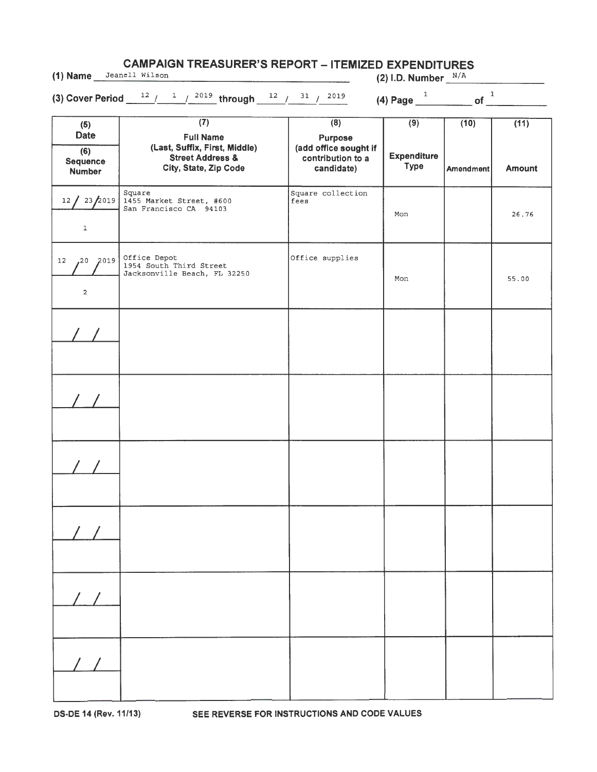# CAMPAIGN TREASURER'S REPORT – ITEMIZED EXPENDITURES

**(1) Name** Jeanell Wilson

**(2) I.D. Number** N/A

**(3) Cover Period** 12 / 1 / 2019 **through** 12 / 31 / 2019

**(4) Page** 1 **of** 1

| (5) Date / (6) Sequence Number | (7) Full Name (Last, Suffix, First, Middle) Street Address & City, State, Zip Code | (8) Purpose (add office sought if contribution to a candidate) | (9) Expenditure Type | (10) Amendment | (11) Amount |
|---|---|---|---|---|---|
| 12 / 23 / 2019<br>1 | Square<br>1455 Market Street, #600<br>San Francisco CA 94103 | Square collection fees | Mon | | 26.76 |
| 12 / 20 / 2019<br>2 | Office Depot<br>1954 South Third Street<br>Jacksonville Beach, FL 32250 | Office supplies | Mon | | 55.00 |
| / / | | | | | |
| / / | | | | | |
| / / | | | | | |
| / / | | | | | |
| / / | | | | | |
| / / | | | | | |

DS-DE 14 (Rev. 11/13) SEE REVERSE FOR INSTRUCTIONS AND CODE VALUES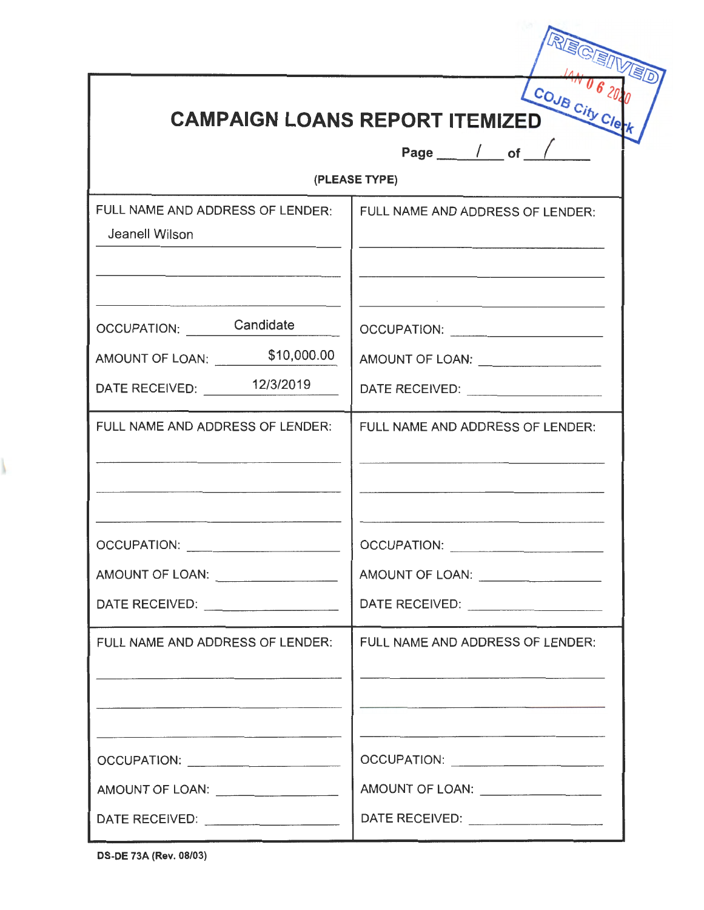RECEIVED
JAN 06 2020
COJB City Clerk

# CAMPAIGN LOANS REPORT ITEMIZED

Page 1 of 1

(PLEASE TYPE)

| | |
|---|---|
| FULL NAME AND ADDRESS OF LENDER:<br>Jeanell Wilson<br><br>OCCUPATION: Candidate<br>AMOUNT OF LOAN: $10,000.00<br>DATE RECEIVED: 12/3/2019 | FULL NAME AND ADDRESS OF LENDER:<br><br>OCCUPATION:<br>AMOUNT OF LOAN:<br>DATE RECEIVED: |
| FULL NAME AND ADDRESS OF LENDER:<br><br>OCCUPATION:<br>AMOUNT OF LOAN:<br>DATE RECEIVED: | FULL NAME AND ADDRESS OF LENDER:<br><br>OCCUPATION:<br>AMOUNT OF LOAN:<br>DATE RECEIVED: |
| FULL NAME AND ADDRESS OF LENDER:<br><br>OCCUPATION:<br>AMOUNT OF LOAN:<br>DATE RECEIVED: | FULL NAME AND ADDRESS OF LENDER:<br><br>OCCUPATION:<br>AMOUNT OF LOAN:<br>DATE RECEIVED: |

DS-DE 73A (Rev. 08/03)